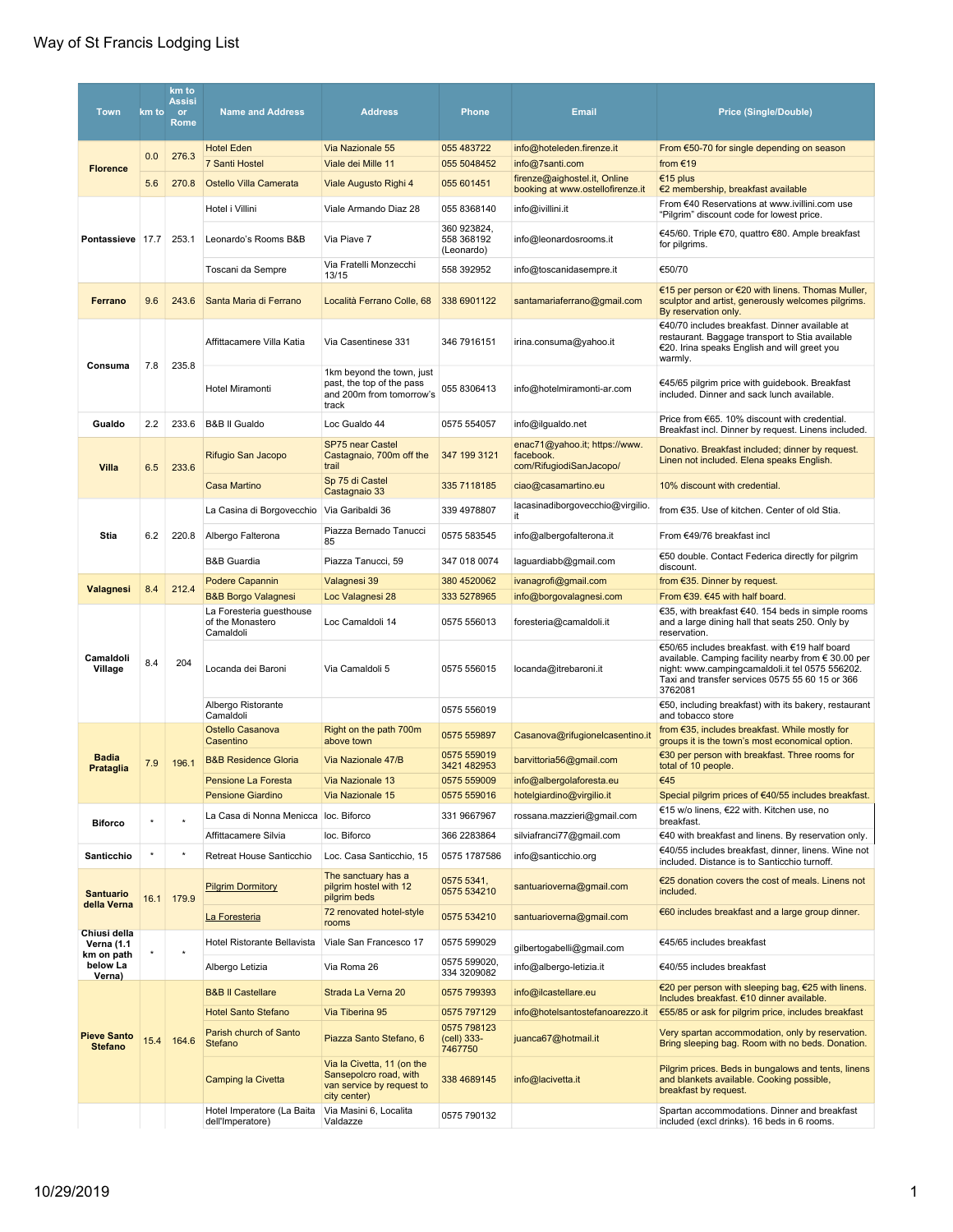# Way of St Francis Lodging List

| Town | km to | km to Assisi or Rome | Name and Address | Address | Phone | Email | Price (Single/Double) |
|---|---|---|---|---|---|---|---|
| Florence | 0.0 | 276.3 | Hotel Eden | Via Nazionale 55 | 055 483722 | info@hoteleden.firenze.it | From €50-70 for single depending on season |
| | | | 7 Santi Hostel | Viale dei Mille 11 | 055 5048452 | info@7santi.com | from €19 |
| | 5.6 | 270.8 | Ostello Villa Camerata | Viale Augusto Righi 4 | 055 601451 | firenze@aighostel.it, Online booking at www.ostellofirenze.it | €15 plus €2 membership, breakfast available |
| Pontassieve | 17.7 | 253.1 | Hotel i Villini | Viale Armando Diaz 28 | 055 8368140 | info@ivillini.it | From €40 Reservations at www.ivillini.com use "Pilgrim" discount code for lowest price. |
| | | | Leonardo's Rooms B&B | Via Piave 7 | 360 923824, 558 368192 (Leonardo) | info@leonardosrooms.it | €45/60. Triple €70, quattro €80. Ample breakfast for pilgrims. |
| | | | Toscani da Sempre | Via Fratelli Monzecchi 13/15 | 558 392952 | info@toscanidasempre.it | €50/70 |
| Ferrano | 9.6 | 243.6 | Santa Maria di Ferrano | Località Ferrano Colle, 68 | 338 6901122 | santamariaferrano@gmail.com | €15 per person or €20 with linens. Thomas Muller, sculptor and artist, generously welcomes pilgrims. By reservation only. |
| Consuma | 7.8 | 235.8 | Affittacamere Villa Katia | Via Casentinese 331 | 346 7916151 | irina.consuma@yahoo.it | €40/70 includes breakfast. Dinner available at restaurant. Baggage transport to Stia available €20. Irina speaks English and will greet you warmly. |
| | | | Hotel Miramonti | 1km beyond the town, just past, the top of the pass and 200m from tomorrow's track | 055 8306413 | info@hotelmiramonti-ar.com | €45/65 pilgrim price with guidebook. Breakfast included. Dinner and sack lunch available. |
| Gualdo | 2.2 | 233.6 | B&B Il Gualdo | Loc Gualdo 44 | 0575 554057 | info@ilgualdo.net | Price from €65. 10% discount with credential. Breakfast incl. Dinner by request. Linens included. |
| Villa | 6.5 | 233.6 | Rifugio San Jacopo | SP75 near Castel Castagnaio, 700m off the trail | 347 199 3121 | enac71@yahoo.it; https://www.facebook.com/RifugiodiSanJacopo/ | Donativo. Breakfast included; dinner by request. Linen not included. Elena speaks English. |
| | | | Casa Martino | Sp 75 di Castel Castagnaio 33 | 335 7118185 | ciao@casamartino.eu | 10% discount with credential. |
| Stia | 6.2 | 220.8 | La Casina di Borgovecchio | Via Garibaldi 36 | 339 4978807 | lacasinadiborgovecchio@virgilio.it | from €35. Use of kitchen. Center of old Stia. |
| | | | Albergo Falterona | Piazza Bernado Tanucci 85 | 0575 583545 | info@albergofalterona.it | From €49/76 breakfast incl |
| | | | B&B Guardia | Piazza Tanucci, 59 | 347 018 0074 | laguardiabb@gmail.com | €50 double. Contact Federica directly for pilgrim discount. |
| Valagnesi | 8.4 | 212.4 | Podere Capannin | Valagnesi 39 | 380 4520062 | ivanagrofi@gmail.com | from €35. Dinner by request. |
| | | | B&B Borgo Valagnesi | Loc Valagnesi 28 | 333 5278965 | info@borgovalagnesi.com | From €39. €45 with half board. |
| Camaldoli Village | 8.4 | 204 | La Foresteria guesthouse of the Monastero Camaldoli | Loc Camaldoli 14 | 0575 556013 | foresteria@camaldoli.it | €35, with breakfast €40. 154 beds in simple rooms and a large dining hall that seats 250. Only by reservation. |
| | | | Locanda dei Baroni | Via Camaldoli 5 | 0575 556015 | locanda@itrebaroni.it | €50/65 includes breakfast. with €19 half board available. Camping facility nearby from € 30.00 per night: www.campingcamaldoli.it tel 0575 556202. Taxi and transfer services 0575 55 60 15 or 366 3762081 |
| | | | Albergo Ristorante Camaldoli | | 0575 556019 | | €50, including breakfast) with its bakery, restaurant and tobacco store |
| Badia Prataglia | 7.9 | 196.1 | Ostello Casanova Casentino | Right on the path 700m above town | 0575 559897 | Casanova@rifugionelcasentino.it | from €35, includes breakfast. While mostly for groups it is the town's most economical option. |
| | | | B&B Residence Gloria | Via Nazionale 47/B | 0575 559019 3421 482953 | barvittoria56@gmail.com | €30 per person with breakfast. Three rooms for total of 10 people. |
| | | | Pensione La Foresta | Via Nazionale 13 | 0575 559009 | info@albergolaforesta.eu | €45 |
| | | | Pensione Giardino | Via Nazionale 15 | 0575 559016 | hotelgiardino@virgilio.it | Special pilgrim prices of €40/55 includes breakfast. |
| Biforco | * | * | La Casa di Nonna Menicca | loc. Biforco | 331 9667967 | rossana.mazzieri@gmail.com | €15 w/o linens, €22 with. Kitchen use, no breakfast. |
| | | | Affittacamere Silvia | loc. Biforco | 366 2283864 | silviafranci77@gmail.com | €40 with breakfast and linens. By reservation only. |
| Santicchio | * | * | Retreat House Santicchio | Loc. Casa Santicchio, 15 | 0575 1787586 | info@santicchio.org | €40/55 includes breakfast, dinner, linens. Wine not included. Distance is to Santicchio turnoff. |
| Santuario della Verna | 16.1 | 179.9 | Pilgrim Dormitory | The sanctuary has a pilgrim hostel with 12 pilgrim beds | 0575 5341, 0575 534210 | santuarioverna@gmail.com | €25 donation covers the cost of meals. Linens not included. |
| | | | La Foresteria | 72 renovated hotel-style rooms | 0575 534210 | santuarioverna@gmail.com | €60 includes breakfast and a large group dinner. |
| Chiusi della Verna (1.1 km on path below La Verna) | * | * | Hotel Ristorante Bellavista | Viale San Francesco 17 | 0575 599029 | gilbertogabelli@gmail.com | €45/65 includes breakfast |
| | | | Albergo Letizia | Via Roma 26 | 0575 599020, 334 3209082 | info@albergo-letizia.it | €40/55 includes breakfast |
| Pieve Santo Stefano | 15.4 | 164.6 | B&B Il Castellare | Strada La Verna 20 | 0575 799393 | info@ilcastellare.eu | €20 per person with sleeping bag, €25 with linens. Includes breakfast. €10 dinner available. |
| | | | Hotel Santo Stefano | Via Tiberina 95 | 0575 797129 | info@hotelsantostefanoarezzo.it | €55/85 or ask for pilgrim price, includes breakfast |
| | | | Parish church of Santo Stefano | Piazza Santo Stefano, 6 | 0575 798123 (cell) 333-7467750 | juanca67@hotmail.it | Very spartan accommodation, only by reservation. Bring sleeping bag. Room with no beds. Donation. |
| | | | Camping la Civetta | Via la Civetta, 11 (on the Sansepolcro road, with van service by request to city center) | 338 4689145 | info@lacivetta.it | Pilgrim prices. Beds in bungalows and tents, linens and blankets available. Cooking possible, breakfast by request. |
| | | | Hotel Imperatore (La Baita dell'Imperatore) | Via Masini 6, Localita Valdazze | 0575 790132 | | Spartan accommodations. Dinner and breakfast included (excl drinks). 16 beds in 6 rooms. |

10/29/2019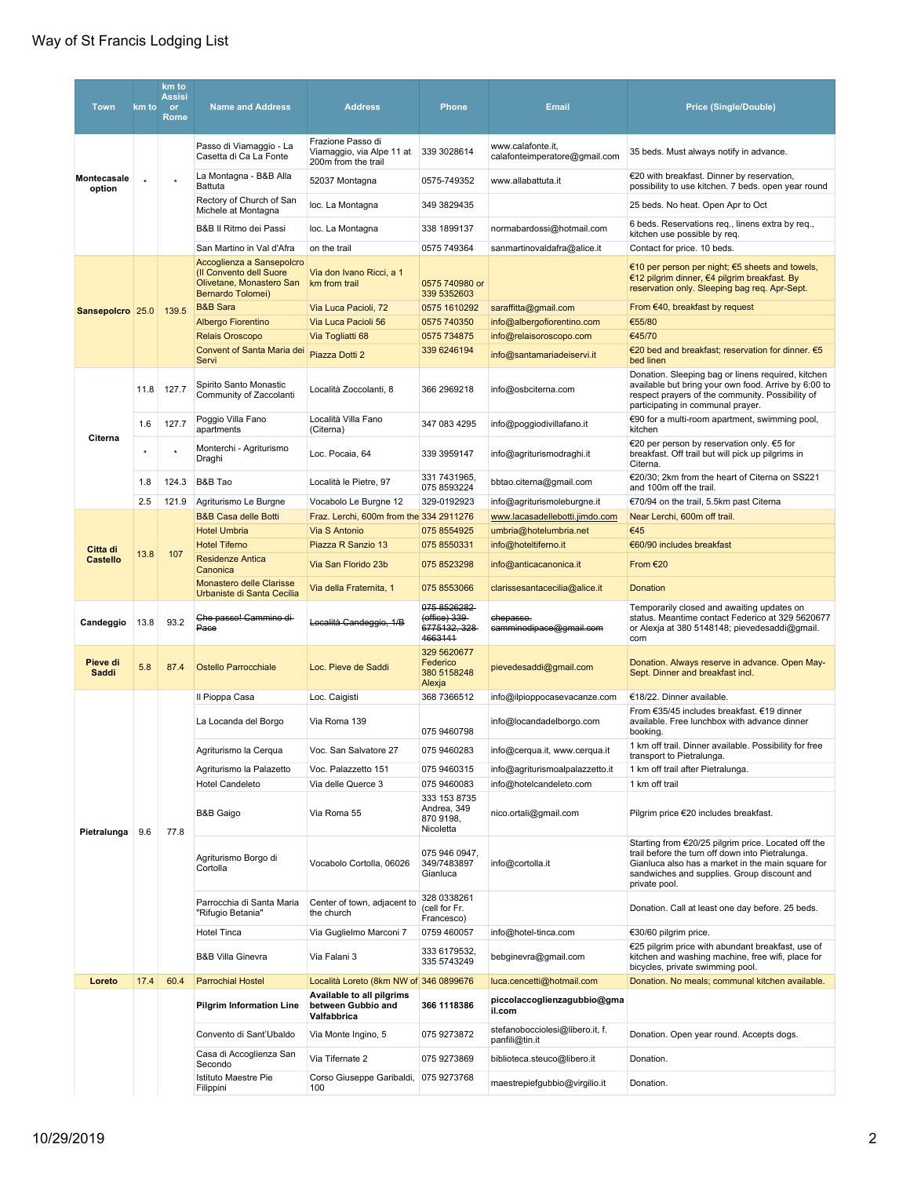# Way of St Francis Lodging List

| Town | km to | km to Assisi or Rome | Name and Address | Address | Phone | Email | Price (Single/Double) |
|---|---|---|---|---|---|---|---|
| Montecasale option | * | * | Passo di Viamaggio - La Casetta di Ca La Fonte | Frazione Passo di Viamaggio, via Alpe 11 at 200m from the trail | 339 3028614 | www.calafonte.it, calafonteimperatore@gmail.com | 35 beds. Must always notify in advance. |
| | | | La Montagna - B&B Alla Battuta | 52037 Montagna | 0575-749352 | www.allabattuta.it | €20 with breakfast. Dinner by reservation, possibility to use kitchen. 7 beds. open year round |
| | | | Rectory of Church of San Michele at Montagna | loc. La Montagna | 349 3829435 | | 25 beds. No heat. Open Apr to Oct |
| | | | B&B Il Ritmo dei Passi | loc. La Montagna | 338 1899137 | normabardossi@hotmail.com | 6 beds. Reservations req., linens extra by req., kitchen use possible by req. |
| | | | San Martino in Val d'Afra | on the trail | 0575 749364 | sanmartinovaldafra@alice.it | Contact for price. 10 beds. |
| Sansepolcro | 25.0 | 139.5 | Accoglienza a Sansepolcro (Il Convento dell Suore Olivetane, Monastero San Bernardo Tolomei) | Via don Ivano Ricci, a 1 km from trail | 0575 740980 or 339 5352603 | | €10 per person per night; €5 sheets and towels, €12 pilgrim dinner, €4 pilgrim breakfast. By reservation only. Sleeping bag req. Apr-Sept. |
| | | | B&B Sara | Via Luca Pacioli, 72 | 0575 1610292 | saraffitta@gmail.com | From €40, breakfast by request |
| | | | Albergo Fiorentino | Via Luca Pacioli 56 | 0575 740350 | info@albergofiorentino.com | €55/80 |
| | | | Relais Oroscopo | Via Togliatti 68 | 0575 734875 | info@relaisoroscopo.com | €45/70 |
| | | | Convent of Santa Maria dei Servi | Piazza Dotti 2 | 339 6246194 | info@santamariadeiservi.it | €20 bed and breakfast; reservation for dinner. €5 bed linen |
| Citerna | 11.8 | 127.7 | Spirito Santo Monastic Community of Zaccolanti | Località Zoccolanti, 8 | 366 2969218 | info@osbciterna.com | Donation. Sleeping bag or linens required, kitchen available but bring your own food. Arrive by 6:00 to respect prayers of the community. Possibility of participating in communal prayer. |
| | 1.6 | 127.7 | Poggio Villa Fano apartments | Località Villa Fano (Citerna) | 347 083 4295 | info@poggiodivillafano.it | €90 for a multi-room apartment, swimming pool, kitchen |
| | * | * | Monterchi - Agriturismo Draghi | Loc. Pocaia, 64 | 339 3959147 | info@agriturismodraghi.it | €20 per person by reservation only. €5 for breakfast. Off trail but will pick up pilgrims in Citerna. |
| | 1.8 | 124.3 | B&B Tao | Località le Pietre, 97 | 331 7431965, 075 8593224 | bbtao.citerna@gmail.com | €20/30; 2km from the heart of Citerna on SS221 and 100m off the trail. |
| | 2.5 | 121.9 | Agriturismo Le Burgne | Vocabolo Le Burgne 12 | 329-0192923 | info@agriturismoleburgne.it | €70/94 on the trail, 5.5km past Citerna |
| Citta di Castello | 13.8 | 107 | B&B Casa delle Botti | Fraz. Lerchi, 600m from the | 334 2911276 | www.lacasadellebotti.jimdo.com | Near Lerchi, 600m off trail. |
| | | | Hotel Umbria | Via S Antonio | 075 8554925 | umbria@hotelumbria.net | €45 |
| | | | Hotel Tiferno | Piazza R Sanzio 13 | 075 8550331 | info@hoteltiferno.it | €60/90 includes breakfast |
| | | | Residenze Antica Canonica | Via San Florido 23b | 075 8523298 | info@anticacanonica.it | From €20 |
| | | | Monastero delle Clarisse Urbaniste di Santa Cecilia | Via della Fraternita, 1 | 075 8553066 | clarissesantacecilia@alice.it | Donation |
| Candeggio | 13.8 | 93.2 | ~~Che passo! Cammino di Pace~~ | ~~Località Candeggio, 1/B~~ | ~~075 8526282 (office) 339 6775132, 328 4663141~~ | ~~chepasso.camminodipace@gmail.com~~ | Temporarily closed and awaiting updates on status. Meantime contact Federico at 329 5620677 or Alexja at 380 5148148; pievedesaddi@gmail.com |
| Pieve di Saddi | 5.8 | 87.4 | Ostello Parrocchiale | Loc. Pieve de Saddi | 329 5620677 Federico 380 5158248 Alexja | pievedesaddi@gmail.com | Donation. Always reserve in advance. Open May-Sept. Dinner and breakfast incl. |
| Pietralunga | 9.6 | 77.8 | Il Pioppa Casa | Loc. Caigisti | 368 7366512 | info@ilpioppocasevacanze.com | €18/22. Dinner available. |
| | | | La Locanda del Borgo | Via Roma 139 | 075 9460798 | info@locandadelborgo.com | From €35/45 includes breakfast. €19 dinner available. Free lunchbox with advance dinner booking. |
| | | | Agriturismo la Cerqua | Voc. San Salvatore 27 | 075 9460283 | info@cerqua.it, www.cerqua.it | 1 km off trail. Dinner available. Possibility for free transport to Pietralunga. |
| | | | Agriturismo la Palazetto | Voc. Palazzetto 151 | 075 9460315 | info@agriturismoalpalazzetto.it | 1 km off trail after Pietralunga. |
| | | | Hotel Candeleto | Via delle Querce 3 | 075 9460083 | info@hotelcandeleto.com | 1 km off trail |
| | | | B&B Gaigo | Via Roma 55 | 333 153 8735 Andrea, 349 870 9198, Nicoletta | nico.ortali@gmail.com | Pilgrim price €20 includes breakfast. |
| | | | Agriturismo Borgo di Cortolla | Vocabolo Cortolla, 06026 | 075 946 0947, 349/7483897 Gianluca | info@cortolla.it | Starting from €20/25 pilgrim price. Located off the trail before the turn off down into Pietralunga. Gianluca also has a market in the main square for sandwiches and supplies. Group discount and private pool. |
| | | | Parrocchia di Santa Maria "Rifugio Betania" | Center of town, adjacent to the church | 328 0338261 (cell for Fr. Francesco) | | Donation. Call at least one day before. 25 beds. |
| | | | Hotel Tinca | Via Guglielmo Marconi 7 | 0759 460057 | info@hotel-tinca.com | €30/60 pilgrim price. |
| | | | B&B Villa Ginevra | Via Falani 3 | 333 6179532, 335 5743249 | bebginevra@gmail.com | €25 pilgrim price with abundant breakfast, use of kitchen and washing machine, free wifi, place for bicycles, private swimming pool. |
| Loreto | 17.4 | 60.4 | Parrochial Hostel | Località Loreto (8km NW of | 346 0899676 | luca.cencetti@hotmail.com | Donation. No meals; communal kitchen available. |
| | | | **Pilgrim Information Line** | **Available to all pilgrims between Gubbio and Valfabbrica** | **366 1118386** | **piccolaccoglienzagubbio@gmail.com** | |
| | | | Convento di Sant'Ubaldo | Via Monte Ingino, 5 | 075 9273872 | stefanobocciolesi@libero.it, f.panfili@tin.it | Donation. Open year round. Accepts dogs. |
| | | | Casa di Accoglienza San Secondo | Via Tifernate 2 | 075 9273869 | biblioteca.steuco@libero.it | Donation. |
| | | | Istituto Maestre Pie Filippini | Corso Giuseppe Garibaldi, 100 | 075 9273768 | maestrepiefgubbio@virgilio.it | Donation. |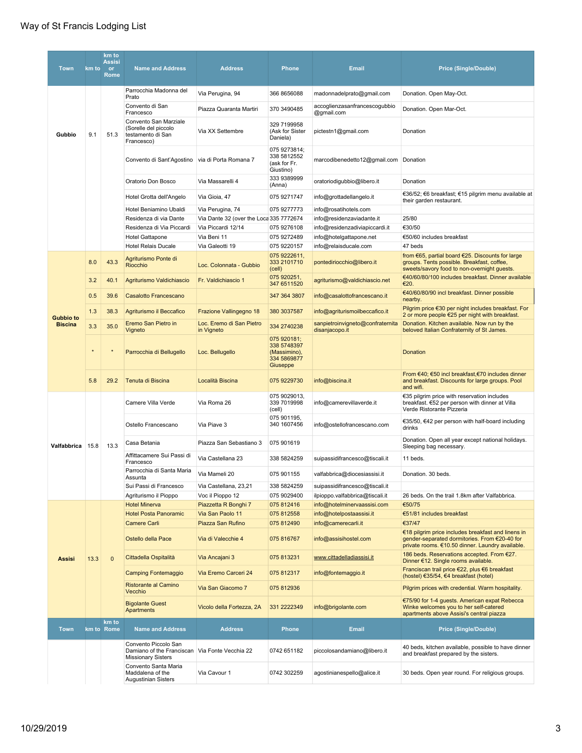Way of St Francis Lodging List

| Town | km to | km to Assisi or Rome | Name and Address | Address | Phone | Email | Price (Single/Double) |
|---|---|---|---|---|---|---|---|
| Gubbio | 9.1 | 51.3 | Parrocchia Madonna del Prato | Via Perugina, 94 | 366 8656088 | madonnadelprato@gmail.com | Donation. Open May-Oct. |
| | | | Convento di San Francesco | Piazza Quaranta Martiri | 370 3490485 | accoglienzasanfrancescogubbio@gmail.com | Donation. Open Mar-Oct. |
| | | | Convento San Marziale (Sorelle del piccolo testamento di San Francesco) | Via XX Settembre | 329 7199958 (Ask for Sister Daniela) | pictestn1@gmail.com | Donation |
| | | | Convento di Sant'Agostino | via di Porta Romana 7 | 075 9273814; 338 5812552 (ask for Fr. Giustino) | marcodibenedetto12@gmail.com | Donation |
| | | | Oratorio Don Bosco | Via Massarelli 4 | 333 9389999 (Anna) | oratoriodigubbio@libero.it | Donation |
| | | | Hotel Grotta dell'Angelo | Via Gioia, 47 | 075 9271747 | info@grottadellangelo.it | €36/52; €6 breakfast; €15 pilgrim menu available at their garden restaurant. |
| | | | Hotel Beniamino Ubaldi | Via Perugina, 74 | 075 9277773 | info@rosatihotels.com | |
| | | | Residenza di via Dante | Via Dante 32 (over the Loca | 335 7772674 | info@residenzaviadante.it | 25/80 |
| | | | Residenza di Via Piccardi | Via Piccardi 12/14 | 075 9276108 | info@residenzadiviapiccardi.it | €30/50 |
| | | | Hotel Gattapone | Via Beni 11 | 075 9272489 | info@hotelgattapone.net | €50/60 includes breakfast |
| | | | Hotel Relais Ducale | Via Galeotti 19 | 075 9220157 | info@relaisducale.com | 47 beds |
| Gubbio to Biscina | 8.0 | 43.3 | Agriturismo Ponte di Riocchio | Loc. Colonnata - Gubbio | 075 9222611, 333 2101710 (cell) | pontediriocchio@libero.it | from €65, partial board €25. Discounts for large groups. Tents possible. Breakfast, coffee, sweets/savory food to non-overnight guests. |
| | 3.2 | 40.1 | Agriturismo Valdichiascio | Fr. Valdichiascio 1 | 075 920251, 347 6511520 | agriturismo@valdichiascio.net | €40/60/80/100 includes breakfast. Dinner available €20. |
| | 0.5 | 39.6 | Casalotto Francescano | | 347 364 3807 | info@casalottofrancescano.it | €40/60/80/90 incl breakfast. Dinner possible nearby. |
| | 1.3 | 38.3 | Agriturismo il Beccafico | Frazione Vallingegno 18 | 380 3037587 | info@agriturismoilbeccafico.it | Pilgrim price €30 per night includes breakfast. For 2 or more people €25 per night with breakfast. |
| | 3.3 | 35.0 | Eremo San Pietro in Vigneto | Loc. Eremo di San Pietro in Vigneto | 334 2740238 | sanpietroinvigneto@confraternitadisanjacopo.it | Donation. Kitchen available. Now run by the beloved Italian Confraternity of St James. |
| | * | * | Parrocchia di Bellugello | Loc. Bellugello | 075 920181; 338 5748397 (Massimino), 334 5869877 Giuseppe | | Donation |
| | 5.8 | 29.2 | Tenuta di Biscina | Località Biscina | 075 9229730 | info@biscina.it | From €40; €50 incl breakfast,€70 includes dinner and breakfast. Discounts for large groups. Pool and wifi. |
| Valfabbrica | 15.8 | 13.3 | Camere Villa Verde | Via Roma 26 | 075 9029013, 339 7019998 (cell) | info@camerevillaverde.it | €35 pilgrim price with reservation includes breakfast. €52 per person with dinner at Villa Verde Ristorante Pizzeria |
| | | | Ostello Francescano | Via Piave 3 | 075 901195, 340 1607456 | info@ostellofrancescano.com | €35/50, €42 per person with half-board including drinks |
| | | | Casa Betania | Piazza San Sebastiano 3 | 075 901619 | | Donation. Open all year except national holidays. Sleeping bag necessary. |
| | | | Affittacamere Sui Passi di Francesco | Via Castellana 23 | 338 5824259 | suipassidifrancesco@tiscali.it | 11 beds. |
| | | | Parrocchia di Santa Maria Assunta | Via Mameli 20 | 075 901155 | valfabbrica@diocesiassisi.it | Donation. 30 beds. |
| | | | Sui Passi di Francesco | Via Castellana, 23,21 | 338 5824259 | suipassidifrancesco@tiscali.it | |
| | | | Agriturismo il Pioppo | Voc il Pioppo 12 | 075 9029400 | ilpioppo.valfabbrica@tiscali.it | 26 beds. On the trail 1.8km after Valfabbrica. |
| Assisi | 13.3 | 0 | Hotel Minerva | Piazzetta R Bonghi 7 | 075 812416 | info@hotelminervaassisi.com | €50/75 |
| | | | Hotel Posta Panoramic | Via San Paolo 11 | 075 812558 | info@hotelpostaassisi.it | €51/81 includes breakfast |
| | | | Camere Carli | Piazza San Rufino | 075 812490 | info@camerecarli.it | €37/47 |
| | | | Ostello della Pace | Via di Valecchie 4 | 075 816767 | info@assisihostel.com | €18 pilgrim price includes breakfast and linens in gender-separated dormitories. From €20-40 for private rooms. €10.50 dinner. Laundry available. |
| | | | Cittadella Ospitalità | Via Ancajani 3 | 075 813231 | www.cittadelladiassisi.it | 186 beds. Reservations accepted. From €27. Dinner €12. Single rooms available. |
| | | | Camping Fontemaggio | Via Eremo Carceri 24 | 075 812317 | info@fontemaggio.it | Franciscan trail price €22, plus €6 breakfast (hostel) €35/54, €4 breakfast (hotel) |
| | | | Ristorante al Camino Vecchio | Via San Giacomo 7 | 075 812936 | | Pilgrim prices with credential. Warm hospitality. |
| | | | Bigolante Guest Apartments | Vicolo della Fortezza, 2A | 331 2222349 | info@brigolante.com | €75/90 for 1-4 guests. American expat Rebecca Winke welcomes you to her self-catered apartments above Assisi's central piazza |

| Town | km to | km to Rome | Name and Address | Address | Phone | Email | Price (Single/Double) |
|---|---|---|---|---|---|---|---|
| | | | Convento Piccolo San Damiano of the Franciscan Missionary Sisters | Via Fonte Vecchia 22 | 0742 651182 | piccolosandamiano@libero.it | 40 beds, kitchen available, possible to have dinner and breakfast prepared by the sisters. |
| | | | Convento Santa Maria Maddalena of the Augustinian Sisters | Via Cavour 1 | 0742 302259 | agostinianespello@alice.it | 30 beds. Open year round. For religious groups. |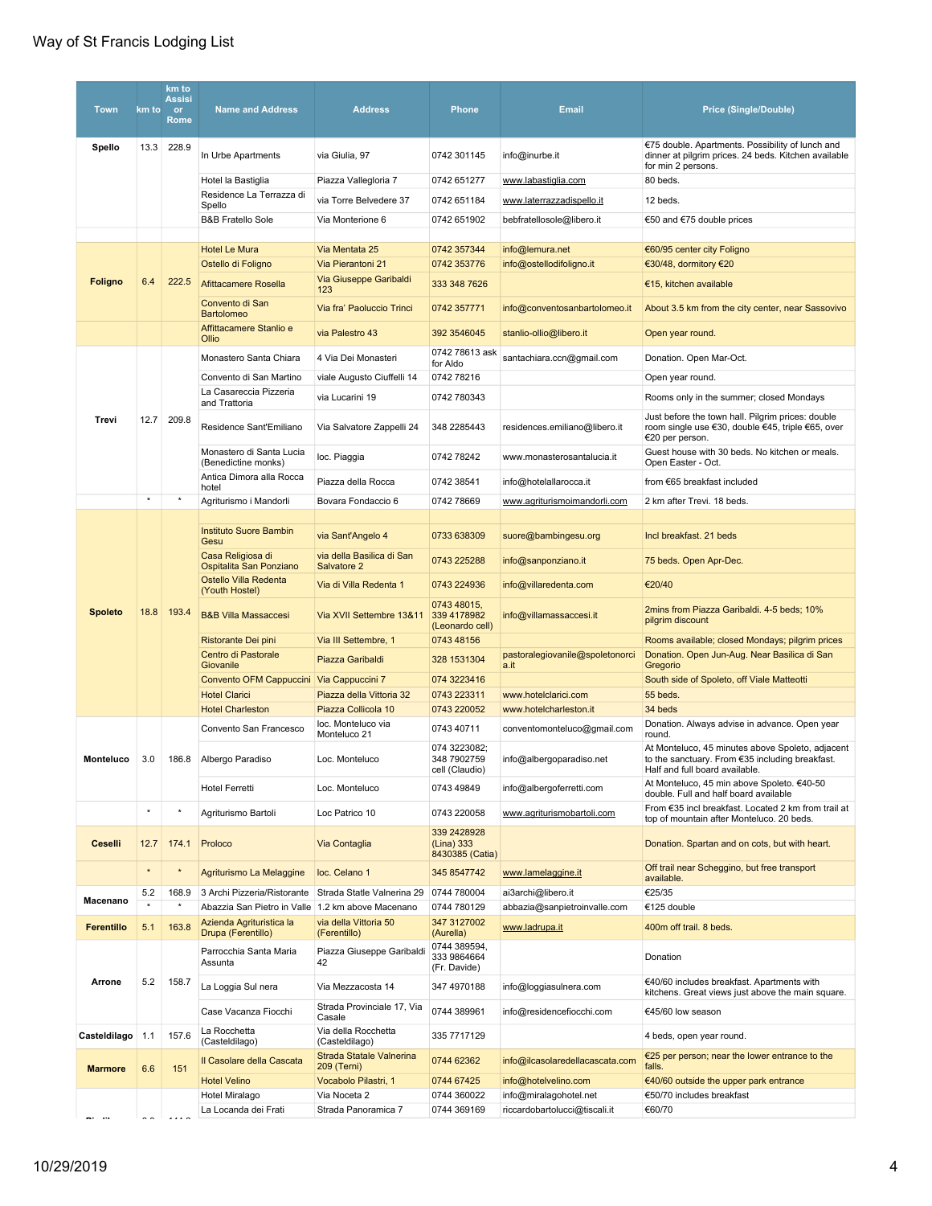# Way of St Francis Lodging List

| Town | km to | km to Assisi or Rome | Name and Address | Address | Phone | Email | Price (Single/Double) |
|---|---|---|---|---|---|---|---|
| Spello | 13.3 | 228.9 | In Urbe Apartments | via Giulia, 97 | 0742 301145 | info@inurbe.it | €75 double. Apartments. Possibility of lunch and dinner at pilgrim prices. 24 beds. Kitchen available for min 2 persons. |
| | | | Hotel la Bastiglia | Piazza Valleglori​a 7 | 0742 651277 | www.labastiglia.com | 80 beds. |
| | | | Residence La Terrazza di Spello | via Torre Belvedere 37 | 0742 651184 | www.laterrazzadispello.it | 12 beds. |
| | | | B&B Fratello Sole | Via Monterione 6 | 0742 651902 | bebfratellosole@libero.it | €50 and €75 double prices |
| | | | | | | | |
| Foligno | 6.4 | 222.5 | Hotel Le Mura | Via Mentata 25 | 0742 357344 | info@lemura.net | €60/95 center city Foligno |
| | | | Ostello di Foligno | Via Pierantoni 21 | 0742 353776 | info@ostellodifoligno.it | €30/48, dormitory €20 |
| | | | Afittacamere Rosella | Via Giuseppe Garibaldi 123 | 333 348 7626 | | €15, kitchen available |
| | | | Convento di San Bartolomeo | Via fra' Paoluccio Trinci | 0742 357771 | info@conventosanbartolomeo.it | About 3.5 km from the city center, near Sassovivo |
| | | | Affittacamere Stanlio e Ollio | via Palestro 43 | 392 3546045 | stanlio-ollio@libero.it | Open year round. |
| Trevi | 12.7 | 209.8 | Monastero Santa Chiara | 4 Via Dei Monasteri | 0742 78613 ask for Aldo | santachiara.ccn@gmail.com | Donation. Open Mar-Oct. |
| | | | Convento di San Martino | viale Augusto Ciuffelli 14 | 0742 78216 | | Open year round. |
| | | | La Casareccia Pizzeria and Trattoria | via Lucarini 19 | 0742 780343 | | Rooms only in the summer; closed Mondays |
| | | | Residence Sant'Emiliano | Via Salvatore Zappelli 24 | 348 2285443 | residences.emiliano@libero.it | Just before the town hall. Pilgrim prices: double room single use €30, double €45, triple €65, over €20 per person. |
| | | | Monastero di Santa Lucia (Benedictine monks) | loc. Piaggia | 0742 78242 | www.monasterosantalucia.it | Guest house with 30 beds. No kitchen or meals. Open Easter - Oct. |
| | | | Antica Dimora alla Rocca hotel | Piazza della Rocca | 0742 38541 | info@hotelallarocca.it | from €65 breakfast included |
| | * | * | Agriturismo i Mandorli | Bovara Fondaccio 6 | 0742 78669 | www.agriturismoimandorli.com | 2 km after Trevi. 18 beds. |
| | | | | | | | |
| Spoleto | 18.8 | 193.4 | Instituto Suore Bambin Gesu | via Sant'Angelo 4 | 0733 638309 | suore@bambingesu.org | Incl breakfast. 21 beds |
| | | | Casa Religiosa di Ospitalita San Ponziano | via della Basilica di San Salvatore 2 | 0743 225288 | info@sanponziano.it | 75 beds. Open Apr-Dec. |
| | | | Ostello Villa Redenta (Youth Hostel) | Via di Villa Redenta 1 | 0743 224936 | info@villaredenta.com | €20/40 |
| | | | B&B Villa Massaccesi | Via XVII Settembre 13&11 | 0743 48015, 339 4178982 (Leonardo cell) | info@villamassaccesi.it | 2mins from Piazza Garibaldi. 4-5 beds; 10% pilgrim discount |
| | | | Ristorante Dei pini | Via III Settembre, 1 | 0743 48156 | | Rooms available; closed Mondays; pilgrim prices |
| | | | Centro di Pastorale Giovanile | Piazza Garibaldi | 328 1531304 | pastoralegiovanile@spoletonorcia.it | Donation. Open Jun-Aug. Near Basilica di San Gregorio |
| | | | Convento OFM Cappuccini | Via Cappuccini 7 | 074 3223416 | | South side of Spoleto, off Viale Matteotti |
| | | | Hotel Clarici | Piazza della Vittoria 32 | 0743 223311 | www.hotelclarici.com | 55 beds. |
| | | | Hotel Charleston | Piazza Collicola 10 | 0743 220052 | www.hotelcharleston.it | 34 beds |
| Monteluco | 3.0 | 186.8 | Convento San Francesco | loc. Monteluco via Monteluco 21 | 0743 40711 | conventomonteluco@gmail.com | Donation. Always advise in advance. Open year round. |
| | | | Albergo Paradiso | Loc. Monteluco | 074 3223082; 348 7902759 cell (Claudio) | info@albergoparadiso.net | At Monteluco, 45 minutes above Spoleto, adjacent to the sanctuary. From €35 including breakfast. Half and full board available. |
| | | | Hotel Ferretti | Loc. Monteluco | 0743 49849 | info@albergoferretti.com | At Monteluco, 45 min above Spoleto. €40-50 double. Full and half board available |
| | * | * | Agriturismo Bartoli | Loc Patrico 10 | 0743 220058 | www.agriturismobartoli.com | From €35 incl breakfast. Located 2 km from trail at top of mountain after Monteluco. 20 beds. |
| Ceselli | 12.7 | 174.1 | Proloco | Via Contaglia | 339 2428928 (Lina) 333 8430385 (Catia) | | Donation. Spartan and on cots, but with heart. |
| | * | * | Agriturismo La Melaggine | loc. Celano 1 | 345 8547742 | www.lamelaggine.it | Off trail near Scheggino, but free transport available. |
| Macenano | 5.2 | 168.9 | 3 Archi Pizzeria/Ristorante | Strada Statle Valnerina 29 | 0744 780004 | ai3archi@libero.it | €25/35 |
| | * | * | Abbazia San Pietro in Valle | 1.2 km above Macenano | 0744 780129 | abbazia@sanpietroinvalle.com | €125 double |
| Ferentillo | 5.1 | 163.8 | Azienda Agrituristica la Drupa (Ferentillo) | via della Vittoria 50 (Ferentillo) | 347 3127002 (Aurella) | www.ladrupa.it | 400m off trail. 8 beds. |
| Arrone | 5.2 | 158.7 | Parrocchia Santa Maria Assunta | Piazza Giuseppe Garibaldi 42 | 0744 389594, 333 9864664 (Fr. Davide) | | Donation |
| | | | La Loggia Sul nera | Via Mezzacosta 14 | 347 4970188 | info@loggiasulnera.com | €40/60 includes breakfast. Apartments with kitchens. Great views just above the main square. |
| | | | Case Vacanza Fiocchi | Strada Provinciale 17, Via Casale | 0744 389961 | info@residencefiocchi.com | €45/60 low season |
| Casteldilago | 1.1 | 157.6 | La Rocchetta (Casteldilago) | Via della Rocchetta (Casteldilago) | 335 7717129 | | 4 beds, open year round. |
| Marmore | 6.6 | 151 | Il Casolare della Cascata | Strada Statale Valnerina 209 (Terni) | 0744 62362 | info@ilcasolaredellacascata.com | €25 per person; near the lower entrance to the falls. |
| | | | Hotel Velino | Vocabolo Pilastri, 1 | 0744 67425 | info@hotelvelino.com | €40/60 outside the upper park entrance |
| | | | Hotel Miralago | Via Noceta 2 | 0744 360022 | info@miralagohotel.net | €50/70 includes breakfast |
| | | | La Locanda dei Frati | Strada Panoramica 7 | 0744 369169 | riccardobartolucci@tiscali.it | €60/70 |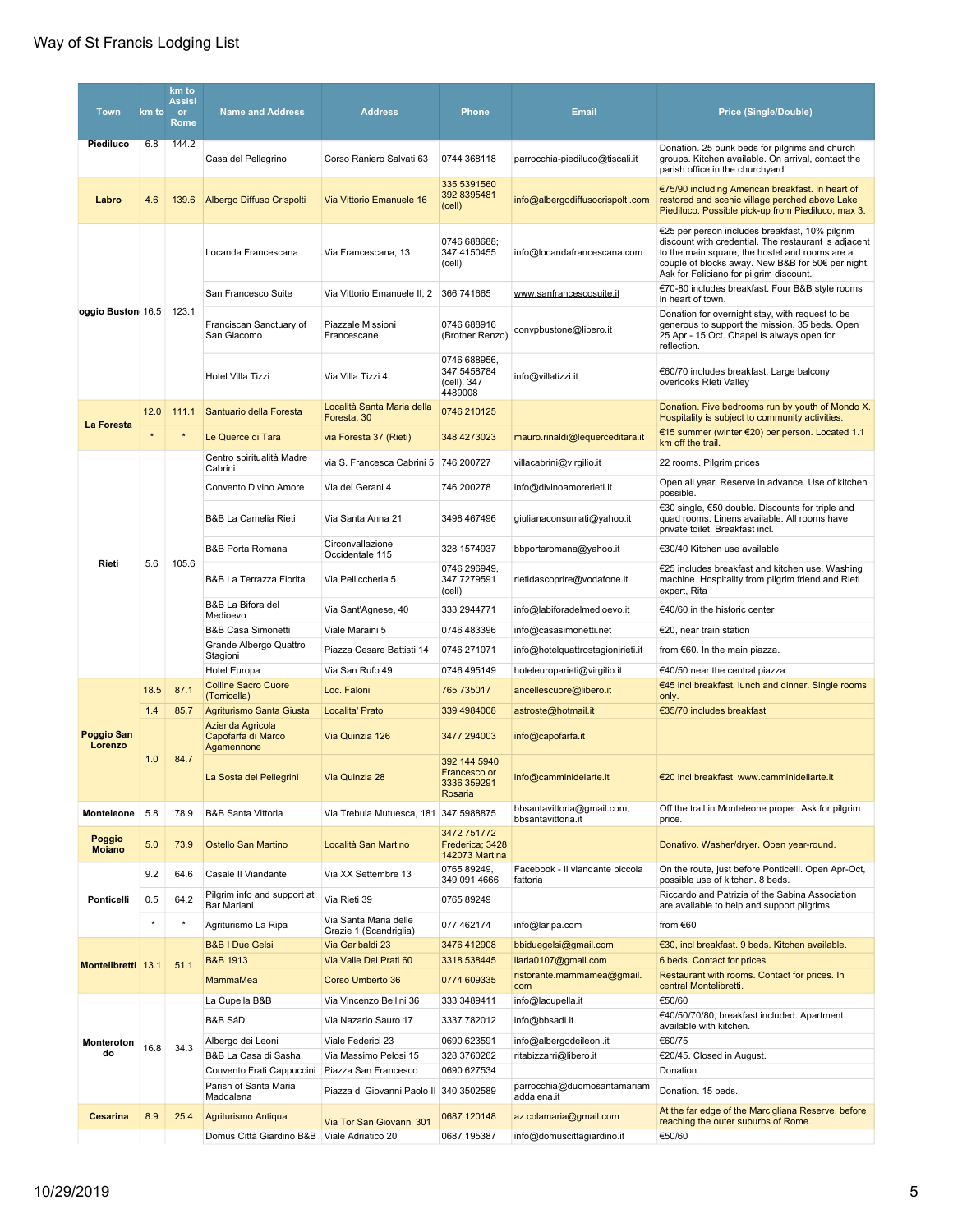Way of St Francis Lodging List

| Town | km to | km to Assisi or Rome | Name and Address | Address | Phone | Email | Price (Single/Double) |
|---|---|---|---|---|---|---|---|
| Piediluco | 6.8 | 144.2 | Casa del Pellegrino | Corso Raniero Salvati 63 | 0744 368118 | parrocchia-piediluco@tiscali.it | Donation. 25 bunk beds for pilgrims and church groups. Kitchen available. On arrival, contact the parish office in the churchyard. |
| Labro | 4.6 | 139.6 | Albergo Diffuso Crispolti | Via Vittorio Emanuele 16 | 335 5391560 392 8395481 (cell) | info@albergodiffusocrispolti.com | €75/90 including American breakfast. In heart of restored and scenic village perched above Lake Piediluco. Possible pick-up from Piediluco, max 3. |
| oggio Buston | 16.5 | 123.1 | Locanda Francescana | Via Francescana, 13 | 0746 688688; 347 4150455 (cell) | info@locandafrancescana.com | €25 per person includes breakfast, 10% pilgrim discount with credential. The restaurant is adjacent to the main square, the hostel and rooms are a couple of blocks away. New B&B for 50€ per night. Ask for Feliciano for pilgrim discount. |
| | | | San Francesco Suite | Via Vittorio Emanuele II, 2 | 366 741665 | www.sanfrancescosuite.it | €70-80 includes breakfast. Four B&B style rooms in heart of town. |
| | | | Franciscan Sanctuary of San Giacomo | Piazzale Missioni Francescane | 0746 688916 (Brother Renzo) | convpbustone@libero.it | Donation for overnight stay, with request to be generous to support the mission. 35 beds. Open 25 Apr - 15 Oct. Chapel is always open for reflection. |
| | | | Hotel Villa Tizzi | Via Villa Tizzi 4 | 0746 688956, 347 5458784 (cell), 347 4489008 | info@villatizzi.it | €60/70 includes breakfast. Large balcony overlooks RIeti Valley |
| La Foresta | 12.0 | 111.1 | Santuario della Foresta | Località Santa Maria della Foresta, 30 | 0746 210125 | | Donation. Five bedrooms run by youth of Mondo X. Hospitality is subject to community activities. |
| | * | * | Le Querce di Tara | via Foresta 37 (Rieti) | 348 4273023 | mauro.rinaldi@lequerceditara.it | €15 summer (winter €20) per person. Located 1.1 km off the trail. |
| Rieti | 5.6 | 105.6 | Centro spiritualità Madre Cabrini | via S. Francesca Cabrini 5 | 746 200727 | villacabrini@virgilio.it | 22 rooms. Pilgrim prices |
| | | | Convento Divino Amore | Via dei Gerani 4 | 746 200278 | info@divinoamorerieti.it | Open all year. Reserve in advance. Use of kitchen possible. |
| | | | B&B La Camelia Rieti | Via Santa Anna 21 | 3498 467496 | giulianaconsumati@yahoo.it | €30 single, €50 double. Discounts for triple and quad rooms. Linens available. All rooms have private toilet. Breakfast incl. |
| | | | B&B Porta Romana | Circonvallazione Occidentale 115 | 328 1574937 | bbportaromana@yahoo.it | €30/40 Kitchen use available |
| | | | B&B La Terrazza Fiorita | Via Pellicceria 5 | 0746 296949, 347 7279591 (cell) | rietidascoprire@vodafone.it | €25 includes breakfast and kitchen use. Washing machine. Hospitality from pilgrim friend and Rieti expert, Rita |
| | | | B&B La Bifora del Medioevo | Via Sant'Agnese, 40 | 333 2944771 | info@labiforadelmedioevo.it | €40/60 in the historic center |
| | | | B&B Casa Simonetti | Viale Maraini 5 | 0746 483396 | info@casasimonetti.net | €20, near train station |
| | | | Grande Albergo Quattro Stagioni | Piazza Cesare Battisti 14 | 0746 271071 | info@hotelquattrostagionirieti.it | from €60. In the main piazza. |
| | | | Hotel Europa | Via San Rufo 49 | 0746 495149 | hoteleuroparieti@virgilio.it | €40/50 near the central piazza |
| Poggio San Lorenzo | 18.5 | 87.1 | Colline Sacro Cuore (Torricella) | Loc. Faloni | 765 735017 | ancellescuore@libero.it | €45 incl breakfast, lunch and dinner. Single rooms only. |
| | 1.4 | 85.7 | Agriturismo Santa Giusta | Localita' Prato | 339 4984008 | astroste@hotmail.it | €35/70 includes breakfast |
| | 1.0 | 84.7 | Azienda Agricola Capofarfa di Marco Agamennone | Via Quinzia 126 | 3477 294003 | info@capofarfa.it | |
| | | | La Sosta del Pellegrini | Via Quinzia 28 | 392 144 5940 Francesco or 3336 359291 Rosaria | info@camminidelarte.it | €20 incl breakfast www.camminidellarte.it |
| Monteleone | 5.8 | 78.9 | B&B Santa Vittoria | Via Trebula Mutuesca, 181 | 347 5988875 | bbsantavittoria@gmail.com, bbsantavittoria.it | Off the trail in Monteleone proper. Ask for pilgrim price. |
| Poggio Moiano | 5.0 | 73.9 | Ostello San Martino | Località San Martino | 3472 751772 Frederica; 3428 142073 Martina | | Donativo. Washer/dryer. Open year-round. |
| Ponticelli | 9.2 | 64.6 | Casale Il Viandante | Via XX Settembre 13 | 0765 89249, 349 091 4666 | Facebook - Il viandante piccola fattoria | On the route, just before Ponticelli. Open Apr-Oct, possible use of kitchen. 8 beds. |
| | 0.5 | 64.2 | Pilgrim info and support at Bar Mariani | Via Rieti 39 | 0765 89249 | | Riccardo and Patrizia of the Sabina Association are available to help and support pilgrims. |
| | * | * | Agriturismo La Ripa | Via Santa Maria delle Grazie 1 (Scandriglia) | 077 462174 | info@laripa.com | from €60 |
| Montelibretti | 13.1 | 51.1 | B&B I Due Gelsi | Via Garibaldi 23 | 3476 412908 | bbiduegelsi@gmail.com | €30, incl breakfast. 9 beds. Kitchen available. |
| | | | B&B 1913 | Via Valle Dei Prati 60 | 3318 538445 | ilaria0107@gmail.com | 6 beds. Contact for prices. |
| | | | MammaMea | Corso Umberto 36 | 0774 609335 | ristorante.mammamea@gmail.com | Restaurant with rooms. Contact for prices. In central Montelibretti. |
| Monterotondo | 16.8 | 34.3 | La Cupella B&B | Via Vincenzo Bellini 36 | 333 3489411 | info@lacupella.it | €50/60 |
| | | | B&B SáDi | Via Nazario Sauro 17 | 3337 782012 | info@bbsadi.it | €40/50/70/80, breakfast included. Apartment available with kitchen. |
| | | | Albergo dei Leoni | Viale Federici 23 | 0690 623591 | info@albergodeileoni.it | €60/75 |
| | | | B&B La Casa di Sasha | Via Massimo Pelosi 15 | 328 3760262 | ritabizzarri@libero.it | €20/45. Closed in August. |
| | | | Convento Frati Cappuccini | Piazza San Francesco | 0690 627534 | | Donation |
| | | | Parish of Santa Maria Maddalena | Piazza di Giovanni Paolo II | 340 3502589 | parrocchia@duomosantamariamaddalena.it | Donation. 15 beds. |
| Cesarina | 8.9 | 25.4 | Agriturismo Antiqua | Via Tor San Giovanni 301 | 0687 120148 | az.colamaria@gmail.com | At the far edge of the Marcigliana Reserve, before reaching the outer suburbs of Rome. |
| | | | Domus Città Giardino B&B | Viale Adriatico 20 | 0687 195387 | info@domuscittagiardino.it | €50/60 |

10/29/2019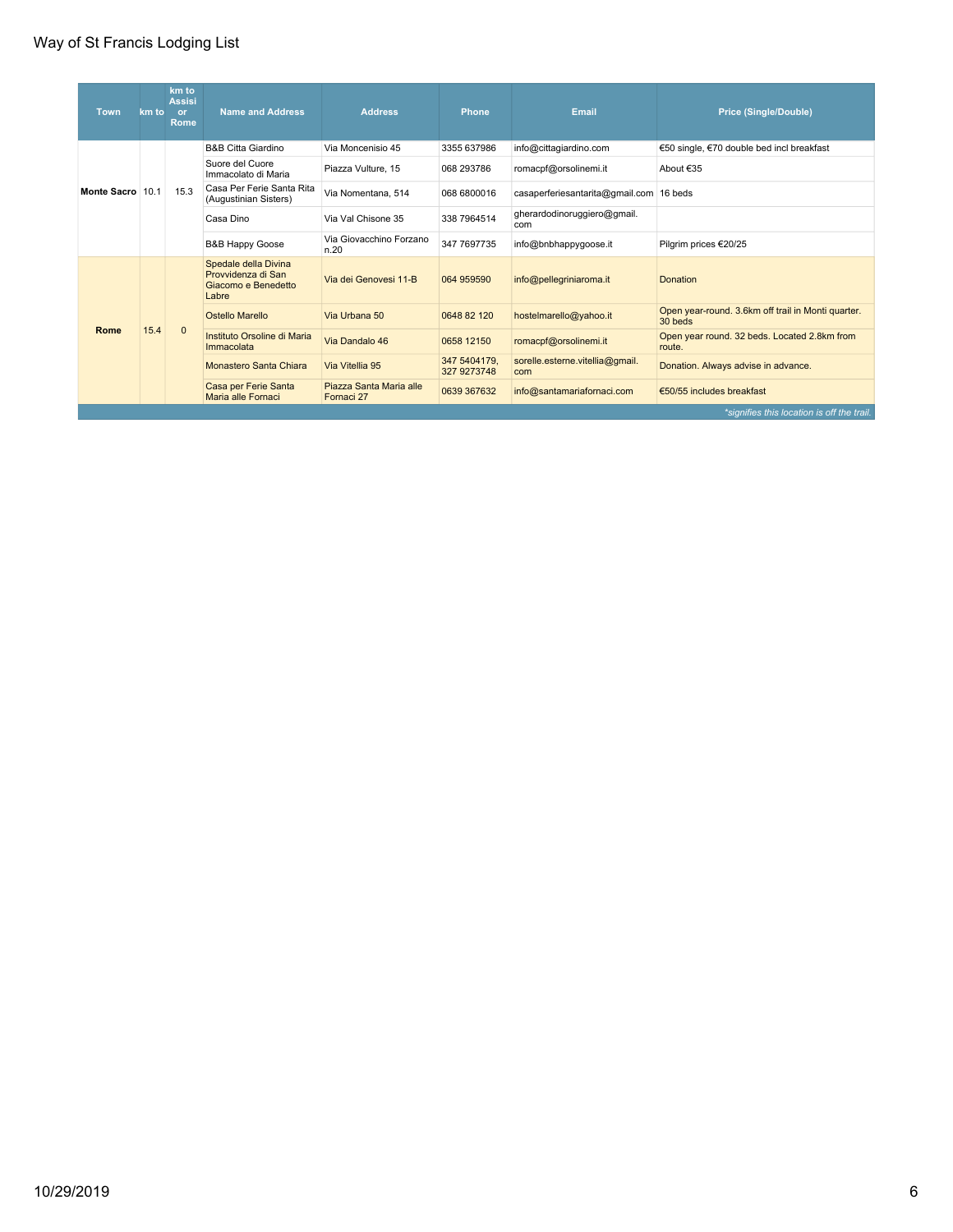# Way of St Francis Lodging List

| Town | km to | km to Assisi or Rome | Name and Address | Address | Phone | Email | Price (Single/Double) |
|---|---|---|---|---|---|---|---|
| Monte Sacro | 10.1 | 15.3 | B&B Citta Giardino | Via Moncenisio 45 | 3355 637986 | info@cittagiardino.com | €50 single, €70 double bed incl breakfast |
| | | | Suore del Cuore Immacolato di Maria | Piazza Vulture, 15 | 068 293786 | romacpf@orsolinemi.it | About €35 |
| | | | Casa Per Ferie Santa Rita (Augustinian Sisters) | Via Nomentana, 514 | 068 6800016 | casaperferiesantarita@gmail.com | 16 beds |
| | | | Casa Dino | Via Val Chisone 35 | 338 7964514 | gherardodinoruggiero@gmail.com | |
| | | | B&B Happy Goose | Via Giovacchino Forzano n.20 | 347 7697735 | info@bnbhappygoose.it | Pilgrim prices €20/25 |
| Rome | 15.4 | 0 | Spedale della Divina Provvidenza di San Giacomo e Benedetto Labre | Via dei Genovesi 11-B | 064 959590 | info@pellegriniaroma.it | Donation |
| | | | Ostello Marello | Via Urbana 50 | 0648 82 120 | hostelmarello@yahoo.it | Open year-round. 3.6km off trail in Monti quarter. 30 beds |
| | | | Instituto Orsoline di Maria Immacolata | Via Dandalo 46 | 0658 12150 | romacpf@orsolinemi.it | Open year round. 32 beds. Located 2.8km from route. |
| | | | Monastero Santa Chiara | Via Vitellia 95 | 347 5404179, 327 9273748 | sorelle.esterne.vitellia@gmail.com | Donation. Always advise in advance. |
| | | | Casa per Ferie Santa Maria alle Fornaci | Piazza Santa Maria alle Fornaci 27 | 0639 367632 | info@santamariafornaci.com | €50/55 includes breakfast |

*\*signifies this location is off the trail.*